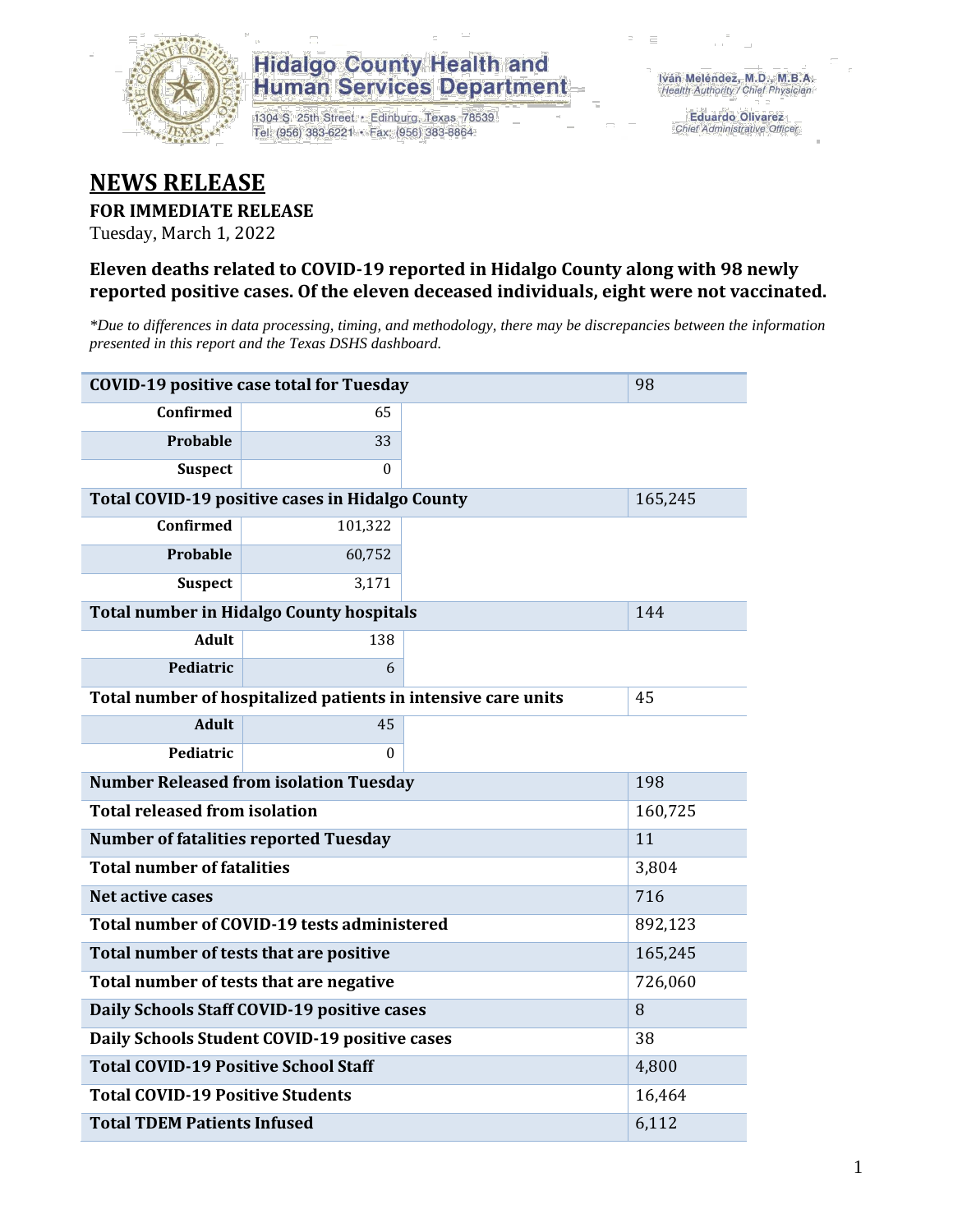Hidalgo County Health and Human Services Department

1304 S. 25th Street • Edinburg, Texas 78539
Tel: (956) 383-6221 • Fax: (956) 383-8864

Iván Meléndez, M.D., M.B.A.
*Health Authority / Chief Physician*

Eduardo Olivarez
*Chief Administrative Officer*

# NEWS RELEASE

**FOR IMMEDIATE RELEASE**

Tuesday, March 1, 2022

### Eleven deaths related to COVID-19 reported in Hidalgo County along with 98 newly reported positive cases. Of the eleven deceased individuals, eight were not vaccinated.

*\*Due to differences in data processing, timing, and methodology, there may be discrepancies between the information presented in this report and the Texas DSHS dashboard.*

| | | |
|---|---|---|
| **COVID-19 positive case total for Tuesday** | | 98 |
| **Confirmed** | 65 | |
| **Probable** | 33 | |
| **Suspect** | 0 | |
| **Total COVID-19 positive cases in Hidalgo County** | | 165,245 |
| **Confirmed** | 101,322 | |
| **Probable** | 60,752 | |
| **Suspect** | 3,171 | |
| **Total number in Hidalgo County hospitals** | | 144 |
| **Adult** | 138 | |
| **Pediatric** | 6 | |
| **Total number of hospitalized patients in intensive care units** | | 45 |
| **Adult** | 45 | |
| **Pediatric** | 0 | |
| **Number Released from isolation Tuesday** | | 198 |
| **Total released from isolation** | | 160,725 |
| **Number of fatalities reported Tuesday** | | 11 |
| **Total number of fatalities** | | 3,804 |
| **Net active cases** | | 716 |
| **Total number of COVID-19 tests administered** | | 892,123 |
| **Total number of tests that are positive** | | 165,245 |
| **Total number of tests that are negative** | | 726,060 |
| **Daily Schools Staff COVID-19 positive cases** | | 8 |
| **Daily Schools Student COVID-19 positive cases** | | 38 |
| **Total COVID-19 Positive School Staff** | | 4,800 |
| **Total COVID-19 Positive Students** | | 16,464 |
| **Total TDEM Patients Infused** | | 6,112 |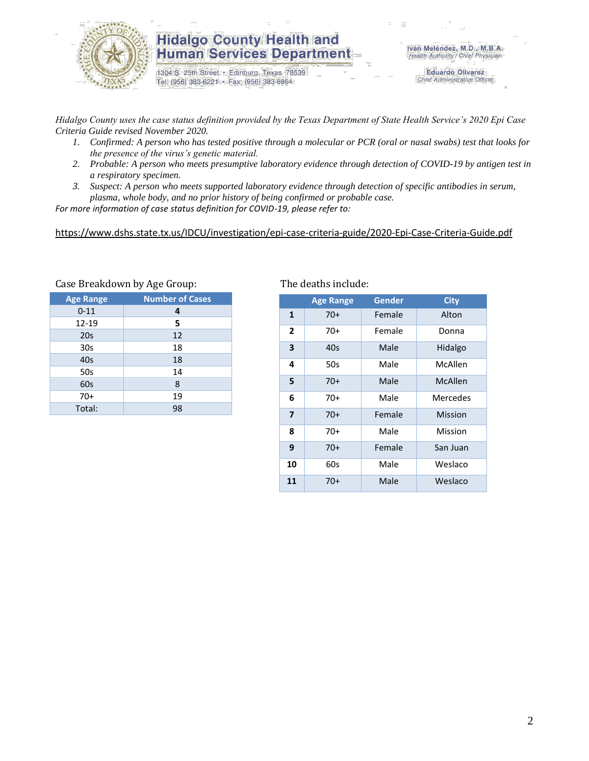# Hidalgo County Health and Human Services Department

1304 S. 25th Street • Edinburg, Texas 78539
Tel: (956) 383-6221 • Fax: (956) 383-8864

Iván Meléndez, M.D., M.B.A.
*Health Authority / Chief Physician*

Eduardo Olivarez
*Chief Administrative Officer*

*Hidalgo County uses the case status definition provided by the Texas Department of State Health Service's 2020 Epi Case Criteria Guide revised November 2020.*

1. *Confirmed: A person who has tested positive through a molecular or PCR (oral or nasal swabs) test that looks for the presence of the virus's genetic material.*
2. *Probable: A person who meets presumptive laboratory evidence through detection of COVID-19 by antigen test in a respiratory specimen.*
3. *Suspect: A person who meets supported laboratory evidence through detection of specific antibodies in serum, plasma, whole body, and no prior history of being confirmed or probable case.*

*For more information of case status definition for COVID-19, please refer to:*

https://www.dshs.state.tx.us/IDCU/investigation/epi-case-criteria-guide/2020-Epi-Case-Criteria-Guide.pdf

Case Breakdown by Age Group:

| Age Range | Number of Cases |
|---|---|
| 0-11 | **4** |
| 12-19 | **5** |
| 20s | 12 |
| 30s | 18 |
| 40s | 18 |
| 50s | 14 |
| 60s | 8 |
| 70+ | 19 |
| Total: | 98 |

The deaths include:

| | Age Range | Gender | City |
|---|---|---|---|
| **1** | 70+ | Female | Alton |
| **2** | 70+ | Female | Donna |
| **3** | 40s | Male | Hidalgo |
| **4** | 50s | Male | McAllen |
| **5** | 70+ | Male | McAllen |
| **6** | 70+ | Male | Mercedes |
| **7** | 70+ | Female | Mission |
| **8** | 70+ | Male | Mission |
| **9** | 70+ | Female | San Juan |
| **10** | 60s | Male | Weslaco |
| **11** | 70+ | Male | Weslaco |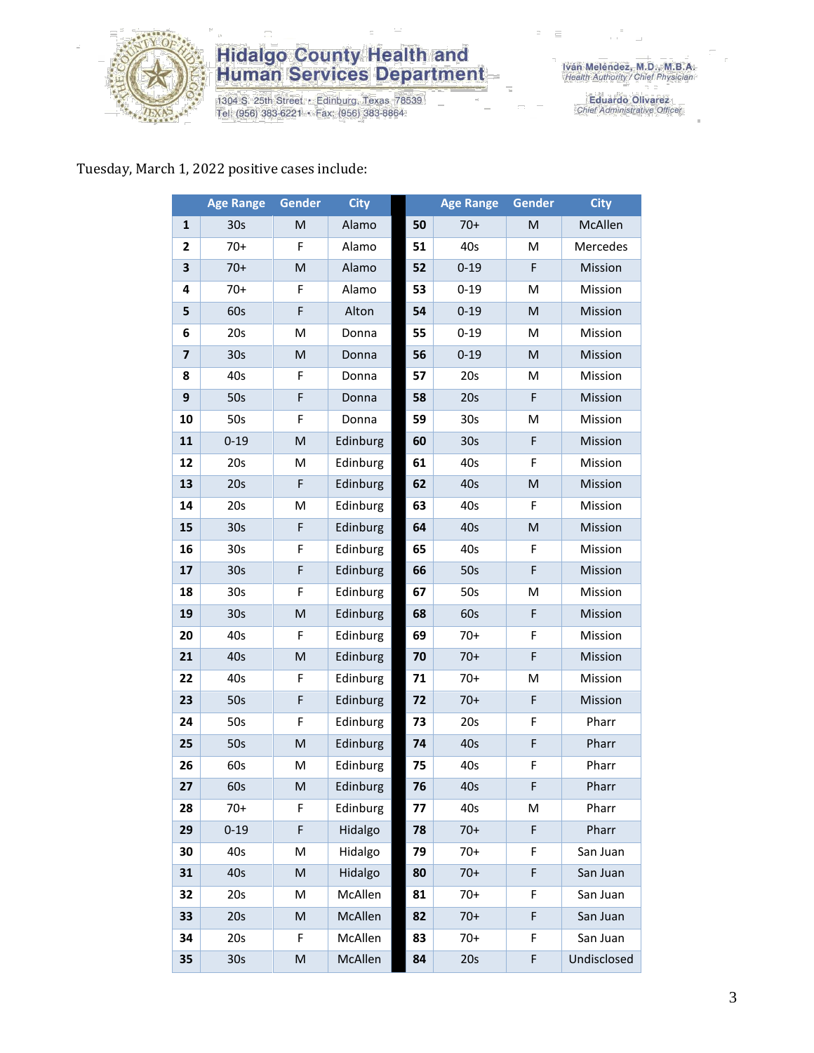Tuesday, March 1, 2022 positive cases include:

| | Age Range | Gender | City | | Age Range | Gender | City |
|---|---|---|---|---|---|---|---|
| **1** | 30s | M | Alamo | **50** | 70+ | M | McAllen |
| **2** | 70+ | F | Alamo | **51** | 40s | M | Mercedes |
| **3** | 70+ | M | Alamo | **52** | 0-19 | F | Mission |
| **4** | 70+ | F | Alamo | **53** | 0-19 | M | Mission |
| **5** | 60s | F | Alton | **54** | 0-19 | M | Mission |
| **6** | 20s | M | Donna | **55** | 0-19 | M | Mission |
| **7** | 30s | M | Donna | **56** | 0-19 | M | Mission |
| **8** | 40s | F | Donna | **57** | 20s | M | Mission |
| **9** | 50s | F | Donna | **58** | 20s | F | Mission |
| **10** | 50s | F | Donna | **59** | 30s | M | Mission |
| **11** | 0-19 | M | Edinburg | **60** | 30s | F | Mission |
| **12** | 20s | M | Edinburg | **61** | 40s | F | Mission |
| **13** | 20s | F | Edinburg | **62** | 40s | M | Mission |
| **14** | 20s | M | Edinburg | **63** | 40s | F | Mission |
| **15** | 30s | F | Edinburg | **64** | 40s | M | Mission |
| **16** | 30s | F | Edinburg | **65** | 40s | F | Mission |
| **17** | 30s | F | Edinburg | **66** | 50s | F | Mission |
| **18** | 30s | F | Edinburg | **67** | 50s | M | Mission |
| **19** | 30s | M | Edinburg | **68** | 60s | F | Mission |
| **20** | 40s | F | Edinburg | **69** | 70+ | F | Mission |
| **21** | 40s | M | Edinburg | **70** | 70+ | F | Mission |
| **22** | 40s | F | Edinburg | **71** | 70+ | M | Mission |
| **23** | 50s | F | Edinburg | **72** | 70+ | F | Mission |
| **24** | 50s | F | Edinburg | **73** | 20s | F | Pharr |
| **25** | 50s | M | Edinburg | **74** | 40s | F | Pharr |
| **26** | 60s | M | Edinburg | **75** | 40s | F | Pharr |
| **27** | 60s | M | Edinburg | **76** | 40s | F | Pharr |
| **28** | 70+ | F | Edinburg | **77** | 40s | M | Pharr |
| **29** | 0-19 | F | Hidalgo | **78** | 70+ | F | Pharr |
| **30** | 40s | M | Hidalgo | **79** | 70+ | F | San Juan |
| **31** | 40s | M | Hidalgo | **80** | 70+ | F | San Juan |
| **32** | 20s | M | McAllen | **81** | 70+ | F | San Juan |
| **33** | 20s | M | McAllen | **82** | 70+ | F | San Juan |
| **34** | 20s | F | McAllen | **83** | 70+ | F | San Juan |
| **35** | 30s | M | McAllen | **84** | 20s | F | Undisclosed |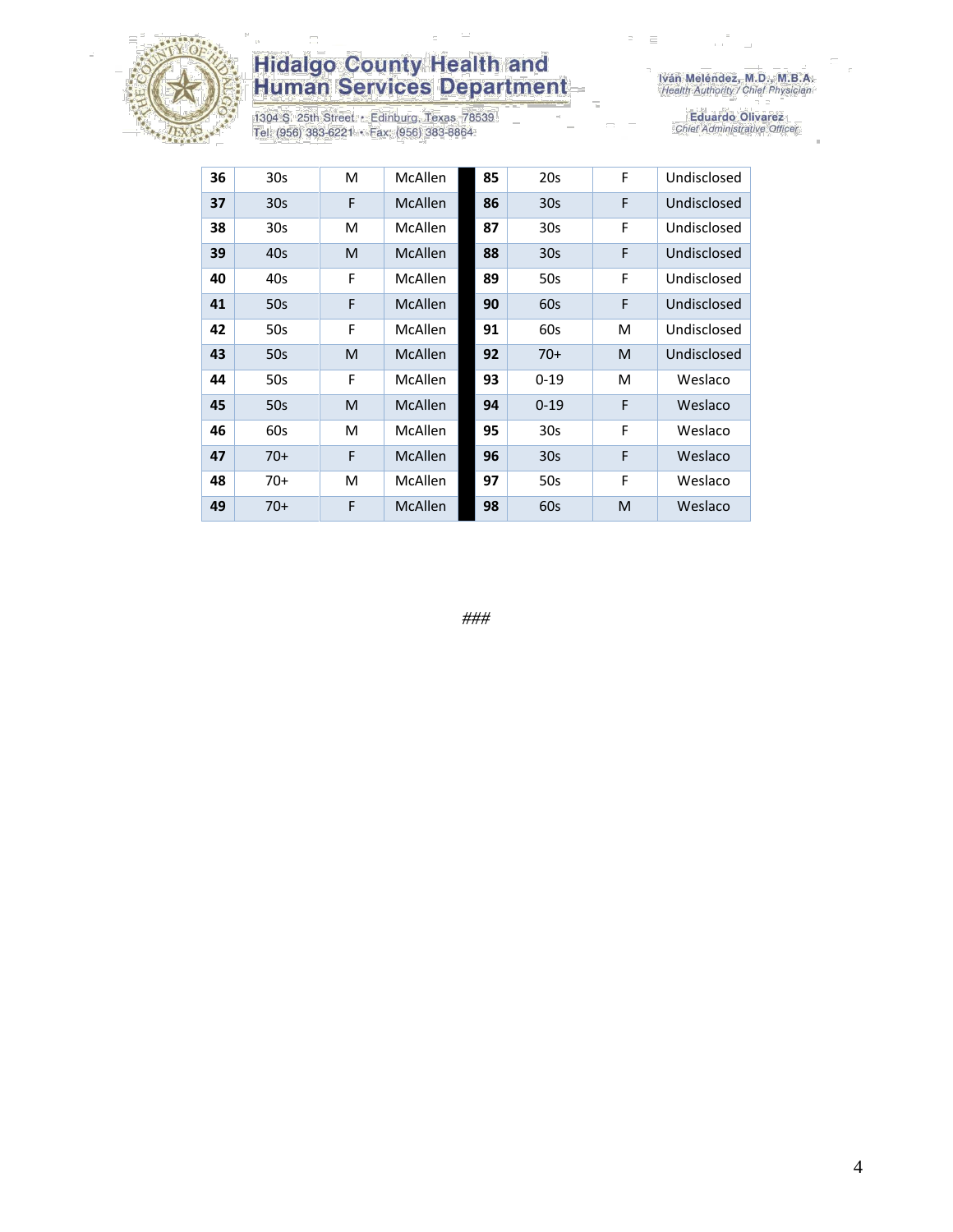| | | | | | | | | |
|---|---|---|---|---|---|---|---|---|
| **36** | 30s | M | McAllen | | **85** | 20s | F | Undisclosed |
| **37** | 30s | F | McAllen | | **86** | 30s | F | Undisclosed |
| **38** | 30s | M | McAllen | | **87** | 30s | F | Undisclosed |
| **39** | 40s | M | McAllen | | **88** | 30s | F | Undisclosed |
| **40** | 40s | F | McAllen | | **89** | 50s | F | Undisclosed |
| **41** | 50s | F | McAllen | | **90** | 60s | F | Undisclosed |
| **42** | 50s | F | McAllen | | **91** | 60s | M | Undisclosed |
| **43** | 50s | M | McAllen | | **92** | 70+ | M | Undisclosed |
| **44** | 50s | F | McAllen | | **93** | 0-19 | M | Weslaco |
| **45** | 50s | M | McAllen | | **94** | 0-19 | F | Weslaco |
| **46** | 60s | M | McAllen | | **95** | 30s | F | Weslaco |
| **47** | 70+ | F | McAllen | | **96** | 30s | F | Weslaco |
| **48** | 70+ | M | McAllen | | **97** | 50s | F | Weslaco |
| **49** | 70+ | F | McAllen | | **98** | 60s | M | Weslaco |

###